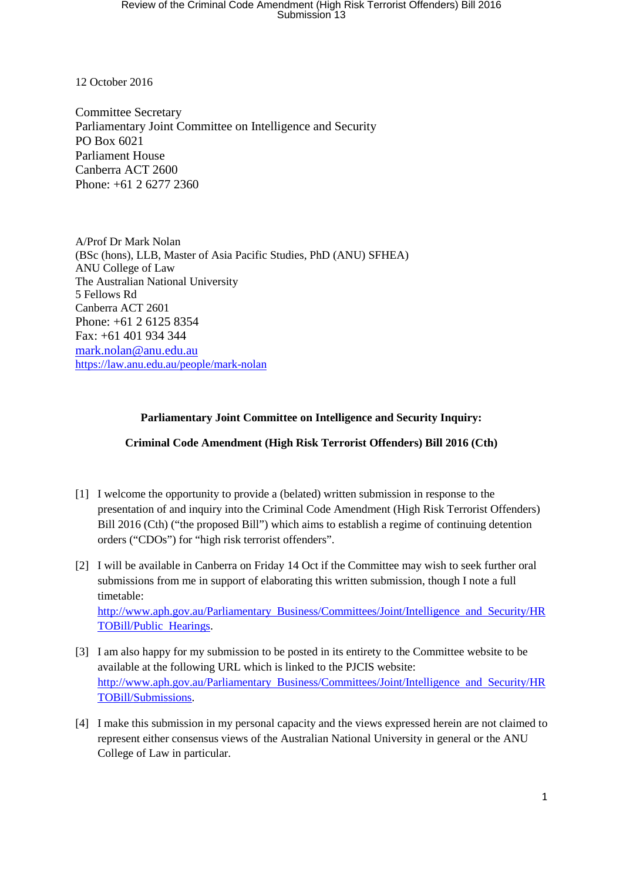12 October 2016

Committee Secretary
Parliamentary Joint Committee on Intelligence and Security
PO Box 6021
Parliament House
Canberra ACT 2600
Phone: +61 2 6277 2360

A/Prof Dr Mark Nolan
(BSc (hons), LLB, Master of Asia Pacific Studies, PhD (ANU) SFHEA)
ANU College of Law
The Australian National University
5 Fellows Rd
Canberra ACT 2601
Phone: +61 2 6125 8354
Fax: +61 401 934 344
[mark.nolan@anu.edu.au](mailto:mark.nolan@anu.edu.au)
[https://law.anu.edu.au/people/mark-nolan](https://law.anu.edu.au/people/mark-nolan)

**Parliamentary Joint Committee on Intelligence and Security Inquiry:**

**Criminal Code Amendment (High Risk Terrorist Offenders) Bill 2016 (Cth)**

[1] I welcome the opportunity to provide a (belated) written submission in response to the presentation of and inquiry into the Criminal Code Amendment (High Risk Terrorist Offenders) Bill 2016 (Cth) ("the proposed Bill") which aims to establish a regime of continuing detention orders ("CDOs") for "high risk terrorist offenders".

[2] I will be available in Canberra on Friday 14 Oct if the Committee may wish to seek further oral submissions from me in support of elaborating this written submission, though I note a full timetable: [http://www.aph.gov.au/Parliamentary_Business/Committees/Joint/Intelligence_and_Security/HRTOBill/Public_Hearings](http://www.aph.gov.au/Parliamentary_Business/Committees/Joint/Intelligence_and_Security/HRTOBill/Public_Hearings).

[3] I am also happy for my submission to be posted in its entirety to the Committee website to be available at the following URL which is linked to the PJCIS website: [http://www.aph.gov.au/Parliamentary_Business/Committees/Joint/Intelligence_and_Security/HRTOBill/Submissions](http://www.aph.gov.au/Parliamentary_Business/Committees/Joint/Intelligence_and_Security/HRTOBill/Submissions).

[4] I make this submission in my personal capacity and the views expressed herein are not claimed to represent either consensus views of the Australian National University in general or the ANU College of Law in particular.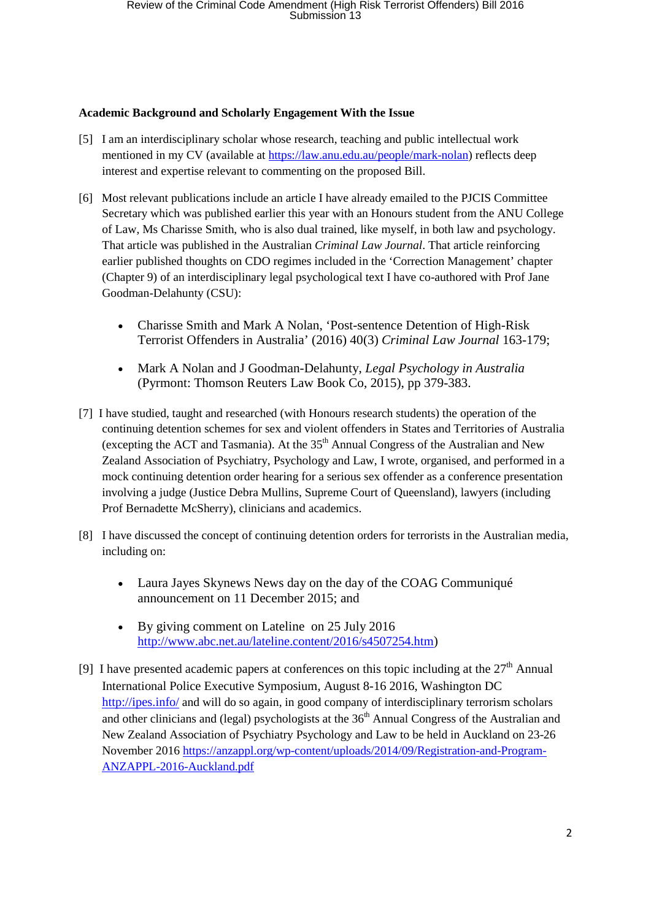**Academic Background and Scholarly Engagement With the Issue**

[5] I am an interdisciplinary scholar whose research, teaching and public intellectual work mentioned in my CV (available at https://law.anu.edu.au/people/mark-nolan) reflects deep interest and expertise relevant to commenting on the proposed Bill.

[6] Most relevant publications include an article I have already emailed to the PJCIS Committee Secretary which was published earlier this year with an Honours student from the ANU College of Law, Ms Charisse Smith, who is also dual trained, like myself, in both law and psychology. That article was published in the Australian *Criminal Law Journal*. That article reinforcing earlier published thoughts on CDO regimes included in the 'Correction Management' chapter (Chapter 9) of an interdisciplinary legal psychological text I have co-authored with Prof Jane Goodman-Delahunty (CSU):

- Charisse Smith and Mark A Nolan, 'Post-sentence Detention of High-Risk Terrorist Offenders in Australia' (2016) 40(3) *Criminal Law Journal* 163-179;
- Mark A Nolan and J Goodman-Delahunty, *Legal Psychology in Australia* (Pyrmont: Thomson Reuters Law Book Co, 2015), pp 379-383.

[7] I have studied, taught and researched (with Honours research students) the operation of the continuing detention schemes for sex and violent offenders in States and Territories of Australia (excepting the ACT and Tasmania). At the 35th Annual Congress of the Australian and New Zealand Association of Psychiatry, Psychology and Law, I wrote, organised, and performed in a mock continuing detention order hearing for a serious sex offender as a conference presentation involving a judge (Justice Debra Mullins, Supreme Court of Queensland), lawyers (including Prof Bernadette McSherry), clinicians and academics.

[8] I have discussed the concept of continuing detention orders for terrorists in the Australian media, including on:

- Laura Jayes Skynews News day on the day of the COAG Communiqué announcement on 11 December 2015; and
- By giving comment on Lateline on 25 July 2016 http://www.abc.net.au/lateline.content/2016/s4507254.htm)

[9] I have presented academic papers at conferences on this topic including at the 27th Annual International Police Executive Symposium, August 8-16 2016, Washington DC http://ipes.info/ and will do so again, in good company of interdisciplinary terrorism scholars and other clinicians and (legal) psychologists at the 36th Annual Congress of the Australian and New Zealand Association of Psychiatry Psychology and Law to be held in Auckland on 23-26 November 2016 https://anzappl.org/wp-content/uploads/2014/09/Registration-and-Program-ANZAPPL-2016-Auckland.pdf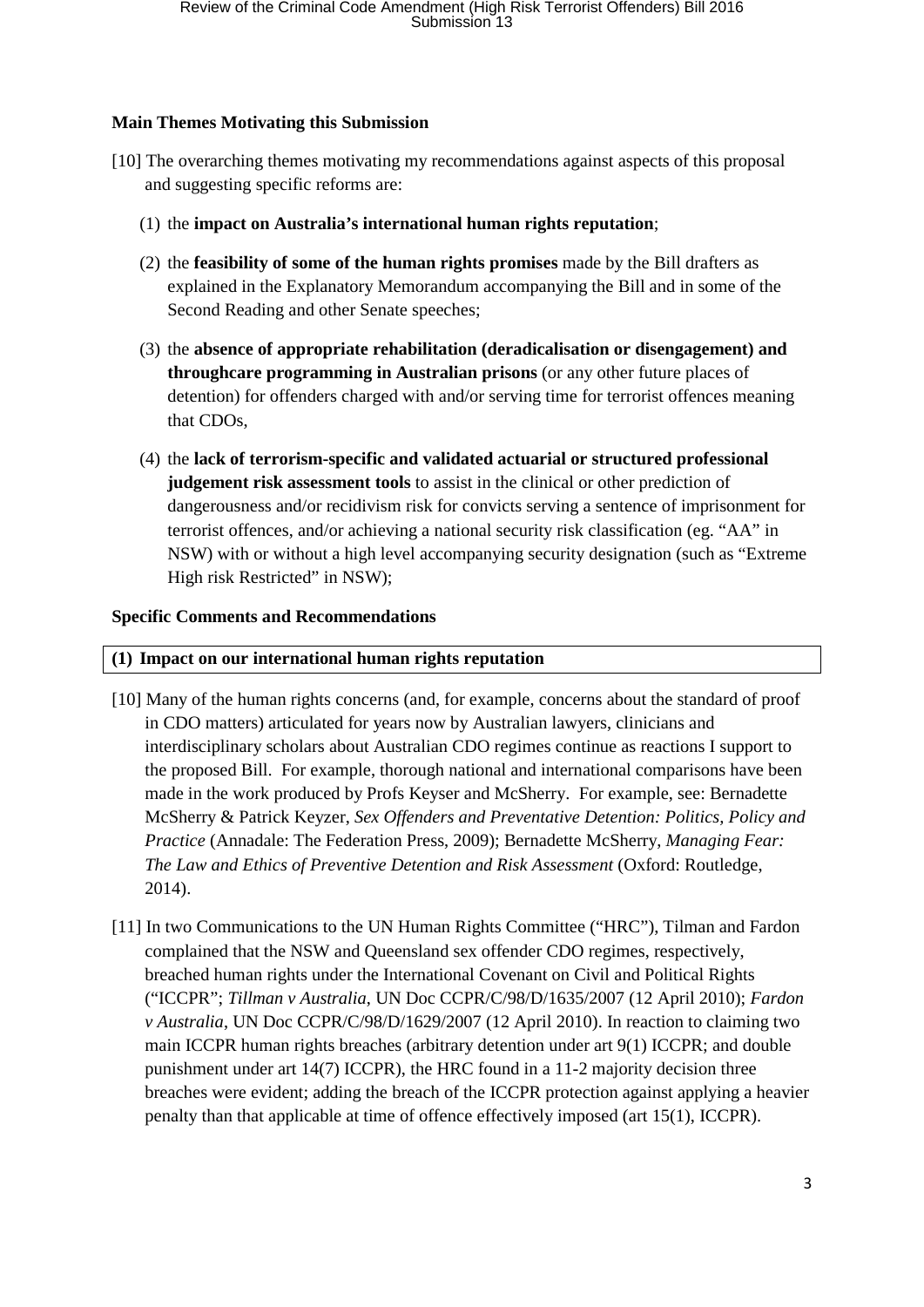**Main Themes Motivating this Submission**

[10] The overarching themes motivating my recommendations against aspects of this proposal and suggesting specific reforms are:

(1) the **impact on Australia's international human rights reputation**;

(2) the **feasibility of some of the human rights promises** made by the Bill drafters as explained in the Explanatory Memorandum accompanying the Bill and in some of the Second Reading and other Senate speeches;

(3) the **absence of appropriate rehabilitation (deradicalisation or disengagement) and throughcare programming in Australian prisons** (or any other future places of detention) for offenders charged with and/or serving time for terrorist offences meaning that CDOs,

(4) the **lack of terrorism-specific and validated actuarial or structured professional judgement risk assessment tools** to assist in the clinical or other prediction of dangerousness and/or recidivism risk for convicts serving a sentence of imprisonment for terrorist offences, and/or achieving a national security risk classification (eg. "AA" in NSW) with or without a high level accompanying security designation (such as "Extreme High risk Restricted" in NSW);

**Specific Comments and Recommendations**

**(1) Impact on our international human rights reputation**

[10] Many of the human rights concerns (and, for example, concerns about the standard of proof in CDO matters) articulated for years now by Australian lawyers, clinicians and interdisciplinary scholars about Australian CDO regimes continue as reactions I support to the proposed Bill. For example, thorough national and international comparisons have been made in the work produced by Profs Keyser and McSherry. For example, see: Bernadette McSherry & Patrick Keyzer, *Sex Offenders and Preventative Detention: Politics, Policy and Practice* (Annadale: The Federation Press, 2009); Bernadette McSherry, *Managing Fear: The Law and Ethics of Preventive Detention and Risk Assessment* (Oxford: Routledge, 2014).

[11] In two Communications to the UN Human Rights Committee ("HRC"), Tilman and Fardon complained that the NSW and Queensland sex offender CDO regimes, respectively, breached human rights under the International Covenant on Civil and Political Rights ("ICCPR"; *Tillman v Australia*, UN Doc CCPR/C/98/D/1635/2007 (12 April 2010); *Fardon v Australia*, UN Doc CCPR/C/98/D/1629/2007 (12 April 2010). In reaction to claiming two main ICCPR human rights breaches (arbitrary detention under art 9(1) ICCPR; and double punishment under art 14(7) ICCPR), the HRC found in a 11-2 majority decision three breaches were evident; adding the breach of the ICCPR protection against applying a heavier penalty than that applicable at time of offence effectively imposed (art 15(1), ICCPR).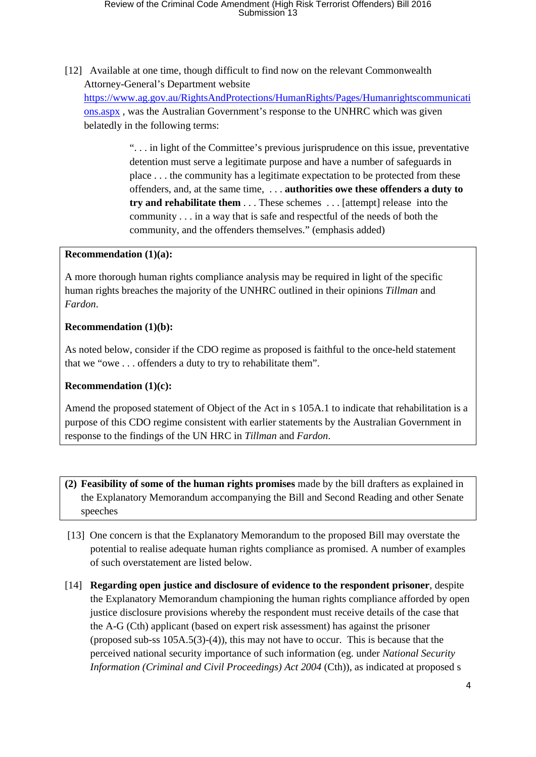[12] Available at one time, though difficult to find now on the relevant Commonwealth Attorney-General's Department website [https://www.ag.gov.au/RightsAndProtections/HumanRights/Pages/Humanrightscommunications.aspx](https://www.ag.gov.au/RightsAndProtections/HumanRights/Pages/Humanrightscommunications.aspx) , was the Australian Government's response to the UNHRC which was given belatedly in the following terms:

> ". . . in light of the Committee's previous jurisprudence on this issue, preventative detention must serve a legitimate purpose and have a number of safeguards in place . . . the community has a legitimate expectation to be protected from these offenders, and, at the same time, . . . **authorities owe these offenders a duty to try and rehabilitate them** . . . These schemes . . . [attempt] release into the community . . . in a way that is safe and respectful of the needs of both the community, and the offenders themselves." (emphasis added)

**Recommendation (1)(a):**

A more thorough human rights compliance analysis may be required in light of the specific human rights breaches the majority of the UNHRC outlined in their opinions *Tillman* and *Fardon*.

**Recommendation (1)(b):**

As noted below, consider if the CDO regime as proposed is faithful to the once-held statement that we "owe . . . offenders a duty to try to rehabilitate them".

**Recommendation (1)(c):**

Amend the proposed statement of Object of the Act in s 105A.1 to indicate that rehabilitation is a purpose of this CDO regime consistent with earlier statements by the Australian Government in response to the findings of the UN HRC in *Tillman* and *Fardon*.

**(2) Feasibility of some of the human rights promises** made by the bill drafters as explained in the Explanatory Memorandum accompanying the Bill and Second Reading and other Senate speeches

[13] One concern is that the Explanatory Memorandum to the proposed Bill may overstate the potential to realise adequate human rights compliance as promised. A number of examples of such overstatement are listed below.

[14] **Regarding open justice and disclosure of evidence to the respondent prisoner**, despite the Explanatory Memorandum championing the human rights compliance afforded by open justice disclosure provisions whereby the respondent must receive details of the case that the A-G (Cth) applicant (based on expert risk assessment) has against the prisoner (proposed sub-ss 105A.5(3)-(4)), this may not have to occur. This is because that the perceived national security importance of such information (eg. under *National Security Information (Criminal and Civil Proceedings) Act 2004* (Cth)), as indicated at proposed s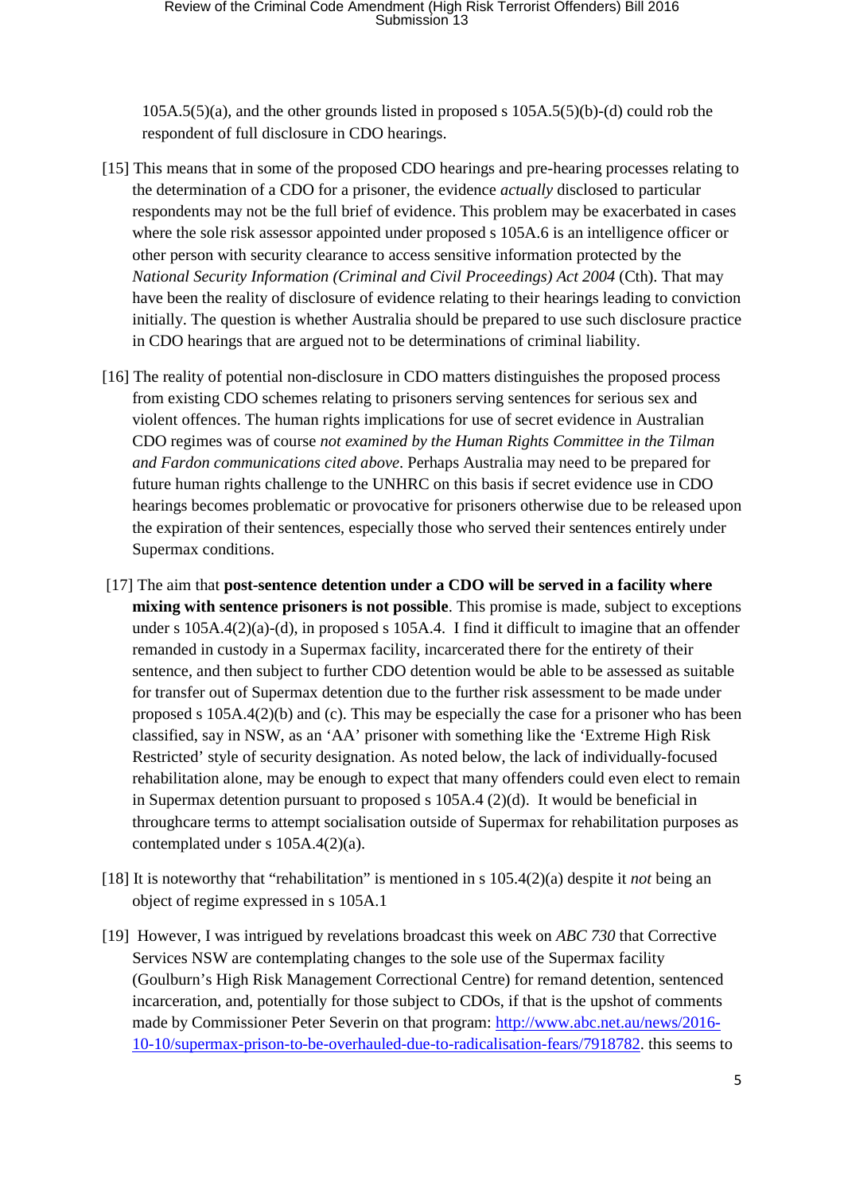105A.5(5)(a), and the other grounds listed in proposed s 105A.5(5)(b)-(d) could rob the respondent of full disclosure in CDO hearings.

[15] This means that in some of the proposed CDO hearings and pre-hearing processes relating to the determination of a CDO for a prisoner, the evidence *actually* disclosed to particular respondents may not be the full brief of evidence. This problem may be exacerbated in cases where the sole risk assessor appointed under proposed s 105A.6 is an intelligence officer or other person with security clearance to access sensitive information protected by the *National Security Information (Criminal and Civil Proceedings) Act 2004* (Cth). That may have been the reality of disclosure of evidence relating to their hearings leading to conviction initially. The question is whether Australia should be prepared to use such disclosure practice in CDO hearings that are argued not to be determinations of criminal liability.

[16] The reality of potential non-disclosure in CDO matters distinguishes the proposed process from existing CDO schemes relating to prisoners serving sentences for serious sex and violent offences. The human rights implications for use of secret evidence in Australian CDO regimes was of course *not examined by the Human Rights Committee in the Tilman and Fardon communications cited above*. Perhaps Australia may need to be prepared for future human rights challenge to the UNHRC on this basis if secret evidence use in CDO hearings becomes problematic or provocative for prisoners otherwise due to be released upon the expiration of their sentences, especially those who served their sentences entirely under Supermax conditions.

[17] The aim that **post-sentence detention under a CDO will be served in a facility where mixing with sentence prisoners is not possible**. This promise is made, subject to exceptions under s 105A.4(2)(a)-(d), in proposed s 105A.4. I find it difficult to imagine that an offender remanded in custody in a Supermax facility, incarcerated there for the entirety of their sentence, and then subject to further CDO detention would be able to be assessed as suitable for transfer out of Supermax detention due to the further risk assessment to be made under proposed s 105A.4(2)(b) and (c). This may be especially the case for a prisoner who has been classified, say in NSW, as an 'AA' prisoner with something like the 'Extreme High Risk Restricted' style of security designation. As noted below, the lack of individually-focused rehabilitation alone, may be enough to expect that many offenders could even elect to remain in Supermax detention pursuant to proposed s 105A.4 (2)(d). It would be beneficial in throughcare terms to attempt socialisation outside of Supermax for rehabilitation purposes as contemplated under s 105A.4(2)(a).

[18] It is noteworthy that "rehabilitation" is mentioned in s 105.4(2)(a) despite it *not* being an object of regime expressed in s 105A.1

[19] However, I was intrigued by revelations broadcast this week on *ABC 730* that Corrective Services NSW are contemplating changes to the sole use of the Supermax facility (Goulburn's High Risk Management Correctional Centre) for remand detention, sentenced incarceration, and, potentially for those subject to CDOs, if that is the upshot of comments made by Commissioner Peter Severin on that program: [http://www.abc.net.au/news/2016-10-10/supermax-prison-to-be-overhauled-due-to-radicalisation-fears/7918782](http://www.abc.net.au/news/2016-10-10/supermax-prison-to-be-overhauled-due-to-radicalisation-fears/7918782). this seems to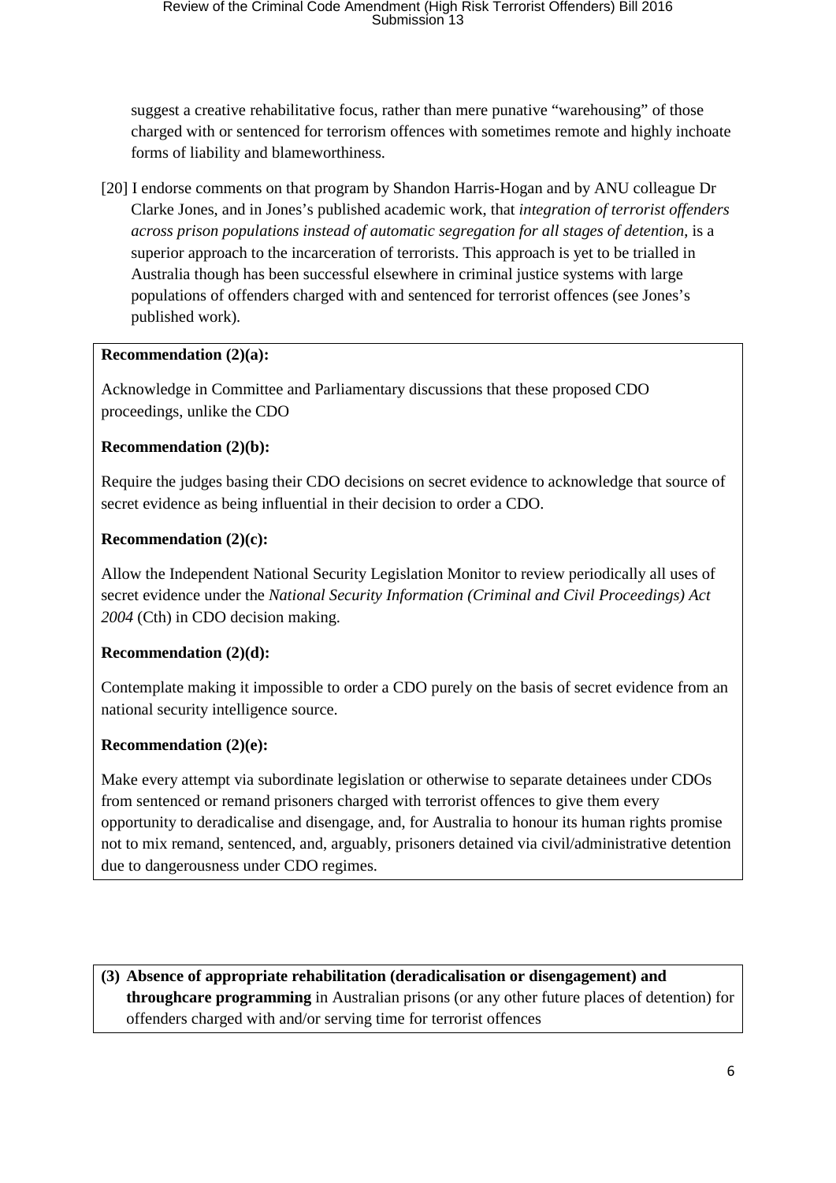suggest a creative rehabilitative focus, rather than mere punative "warehousing" of those charged with or sentenced for terrorism offences with sometimes remote and highly inchoate forms of liability and blameworthiness.

[20] I endorse comments on that program by Shandon Harris-Hogan and by ANU colleague Dr Clarke Jones, and in Jones's published academic work, that *integration of terrorist offenders across prison populations instead of automatic segregation for all stages of detention*, is a superior approach to the incarceration of terrorists. This approach is yet to be trialled in Australia though has been successful elsewhere in criminal justice systems with large populations of offenders charged with and sentenced for terrorist offences (see Jones's published work).

**Recommendation (2)(a):**

Acknowledge in Committee and Parliamentary discussions that these proposed CDO proceedings, unlike the CDO

**Recommendation (2)(b):**

Require the judges basing their CDO decisions on secret evidence to acknowledge that source of secret evidence as being influential in their decision to order a CDO.

**Recommendation (2)(c):**

Allow the Independent National Security Legislation Monitor to review periodically all uses of secret evidence under the *National Security Information (Criminal and Civil Proceedings) Act 2004* (Cth) in CDO decision making.

**Recommendation (2)(d):**

Contemplate making it impossible to order a CDO purely on the basis of secret evidence from an national security intelligence source.

**Recommendation (2)(e):**

Make every attempt via subordinate legislation or otherwise to separate detainees under CDOs from sentenced or remand prisoners charged with terrorist offences to give them every opportunity to deradicalise and disengage, and, for Australia to honour its human rights promise not to mix remand, sentenced, and, arguably, prisoners detained via civil/administrative detention due to dangerousness under CDO regimes.

**(3) Absence of appropriate rehabilitation (deradicalisation or disengagement) and throughcare programming** in Australian prisons (or any other future places of detention) for offenders charged with and/or serving time for terrorist offences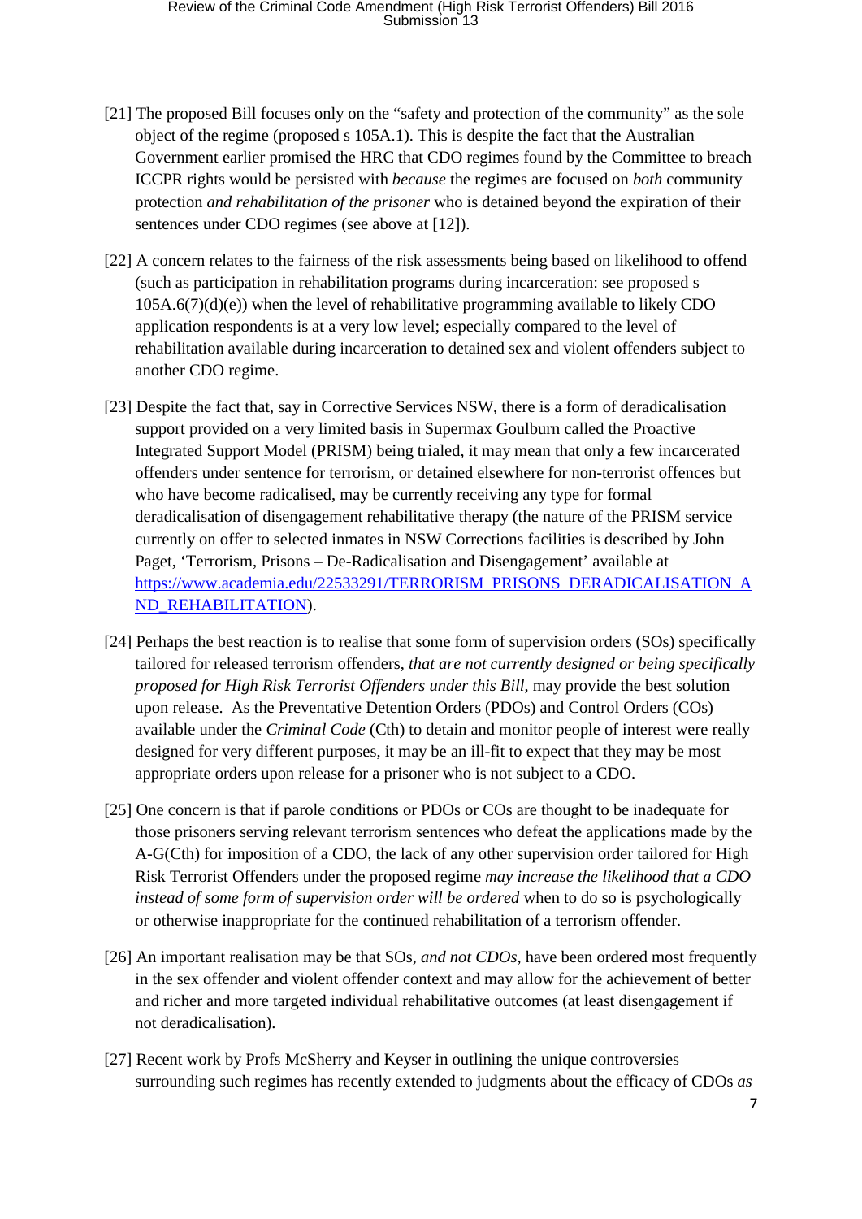[21] The proposed Bill focuses only on the "safety and protection of the community" as the sole object of the regime (proposed s 105A.1). This is despite the fact that the Australian Government earlier promised the HRC that CDO regimes found by the Committee to breach ICCPR rights would be persisted with *because* the regimes are focused on *both* community protection *and rehabilitation of the prisoner* who is detained beyond the expiration of their sentences under CDO regimes (see above at [12]).

[22] A concern relates to the fairness of the risk assessments being based on likelihood to offend (such as participation in rehabilitation programs during incarceration: see proposed s 105A.6(7)(d)(e)) when the level of rehabilitative programming available to likely CDO application respondents is at a very low level; especially compared to the level of rehabilitation available during incarceration to detained sex and violent offenders subject to another CDO regime.

[23] Despite the fact that, say in Corrective Services NSW, there is a form of deradicalisation support provided on a very limited basis in Supermax Goulburn called the Proactive Integrated Support Model (PRISM) being trialed, it may mean that only a few incarcerated offenders under sentence for terrorism, or detained elsewhere for non-terrorist offences but who have become radicalised, may be currently receiving any type for formal deradicalisation of disengagement rehabilitative therapy (the nature of the PRISM service currently on offer to selected inmates in NSW Corrections facilities is described by John Paget, 'Terrorism, Prisons – De-Radicalisation and Disengagement' available at [https://www.academia.edu/22533291/TERRORISM_PRISONS_DERADICALISATION_AND_REHABILITATION](https://www.academia.edu/22533291/TERRORISM_PRISONS_DERADICALISATION_AND_REHABILITATION)).

[24] Perhaps the best reaction is to realise that some form of supervision orders (SOs) specifically tailored for released terrorism offenders, *that are not currently designed or being specifically proposed for High Risk Terrorist Offenders under this Bill*, may provide the best solution upon release. As the Preventative Detention Orders (PDOs) and Control Orders (COs) available under the *Criminal Code* (Cth) to detain and monitor people of interest were really designed for very different purposes, it may be an ill-fit to expect that they may be most appropriate orders upon release for a prisoner who is not subject to a CDO.

[25] One concern is that if parole conditions or PDOs or COs are thought to be inadequate for those prisoners serving relevant terrorism sentences who defeat the applications made by the A-G(Cth) for imposition of a CDO, the lack of any other supervision order tailored for High Risk Terrorist Offenders under the proposed regime *may increase the likelihood that a CDO instead of some form of supervision order will be ordered* when to do so is psychologically or otherwise inappropriate for the continued rehabilitation of a terrorism offender.

[26] An important realisation may be that SOs, *and not CDOs*, have been ordered most frequently in the sex offender and violent offender context and may allow for the achievement of better and richer and more targeted individual rehabilitative outcomes (at least disengagement if not deradicalisation).

[27] Recent work by Profs McSherry and Keyser in outlining the unique controversies surrounding such regimes has recently extended to judgments about the efficacy of CDOs *as*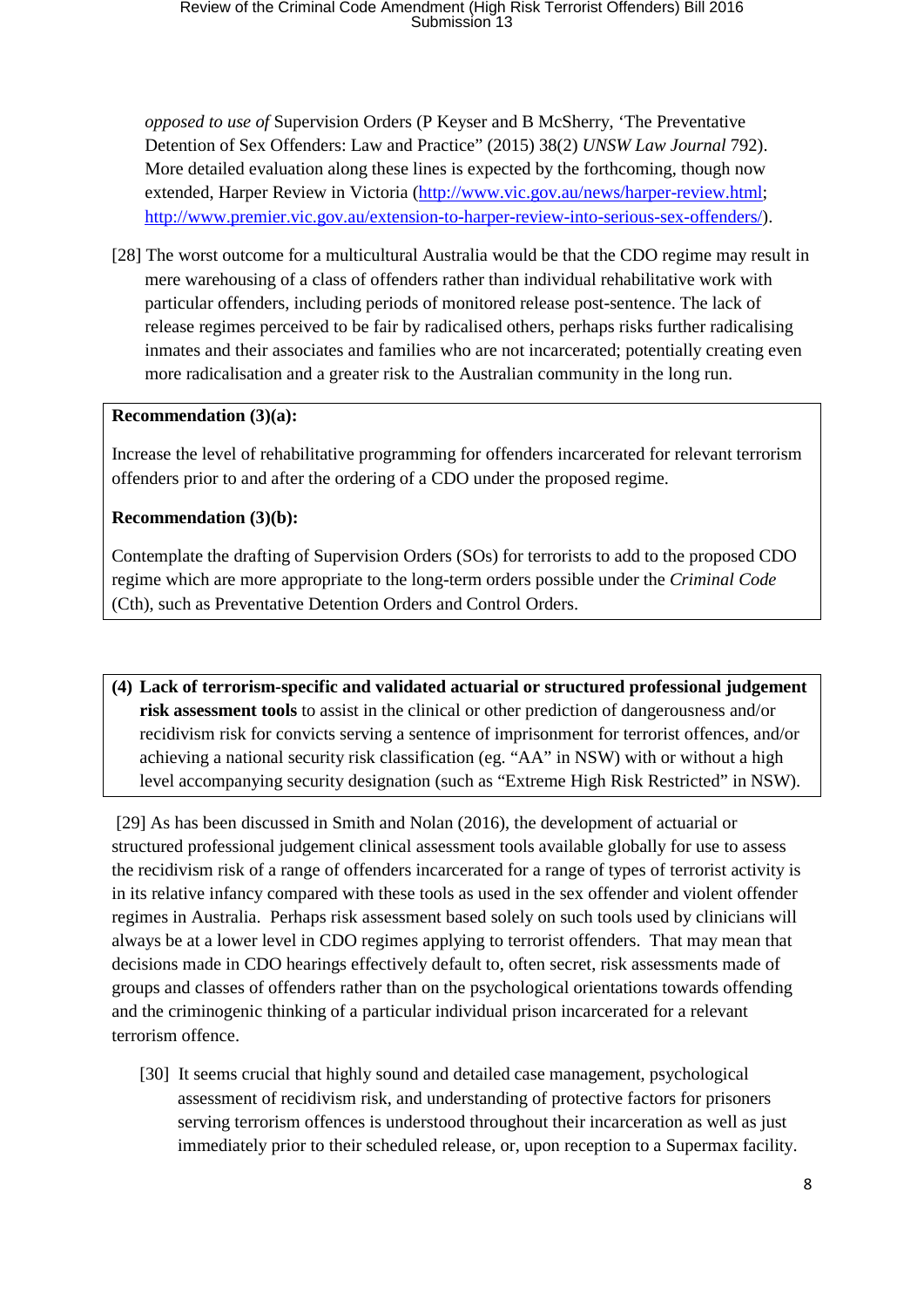*opposed to use of* Supervision Orders (P Keyser and B McSherry, 'The Preventative Detention of Sex Offenders: Law and Practice" (2015) 38(2) *UNSW Law Journal* 792). More detailed evaluation along these lines is expected by the forthcoming, though now extended, Harper Review in Victoria (http://www.vic.gov.au/news/harper-review.html; http://www.premier.vic.gov.au/extension-to-harper-review-into-serious-sex-offenders/).

[28] The worst outcome for a multicultural Australia would be that the CDO regime may result in mere warehousing of a class of offenders rather than individual rehabilitative work with particular offenders, including periods of monitored release post-sentence. The lack of release regimes perceived to be fair by radicalised others, perhaps risks further radicalising inmates and their associates and families who are not incarcerated; potentially creating even more radicalisation and a greater risk to the Australian community in the long run.

**Recommendation (3)(a):**

Increase the level of rehabilitative programming for offenders incarcerated for relevant terrorism offenders prior to and after the ordering of a CDO under the proposed regime.

**Recommendation (3)(b):**

Contemplate the drafting of Supervision Orders (SOs) for terrorists to add to the proposed CDO regime which are more appropriate to the long-term orders possible under the *Criminal Code* (Cth), such as Preventative Detention Orders and Control Orders.

**(4) Lack of terrorism-specific and validated actuarial or structured professional judgement risk assessment tools** to assist in the clinical or other prediction of dangerousness and/or recidivism risk for convicts serving a sentence of imprisonment for terrorist offences, and/or achieving a national security risk classification (eg. "AA" in NSW) with or without a high level accompanying security designation (such as "Extreme High Risk Restricted" in NSW).

[29] As has been discussed in Smith and Nolan (2016), the development of actuarial or structured professional judgement clinical assessment tools available globally for use to assess the recidivism risk of a range of offenders incarcerated for a range of types of terrorist activity is in its relative infancy compared with these tools as used in the sex offender and violent offender regimes in Australia. Perhaps risk assessment based solely on such tools used by clinicians will always be at a lower level in CDO regimes applying to terrorist offenders. That may mean that decisions made in CDO hearings effectively default to, often secret, risk assessments made of groups and classes of offenders rather than on the psychological orientations towards offending and the criminogenic thinking of a particular individual prison incarcerated for a relevant terrorism offence.

[30] It seems crucial that highly sound and detailed case management, psychological assessment of recidivism risk, and understanding of protective factors for prisoners serving terrorism offences is understood throughout their incarceration as well as just immediately prior to their scheduled release, or, upon reception to a Supermax facility.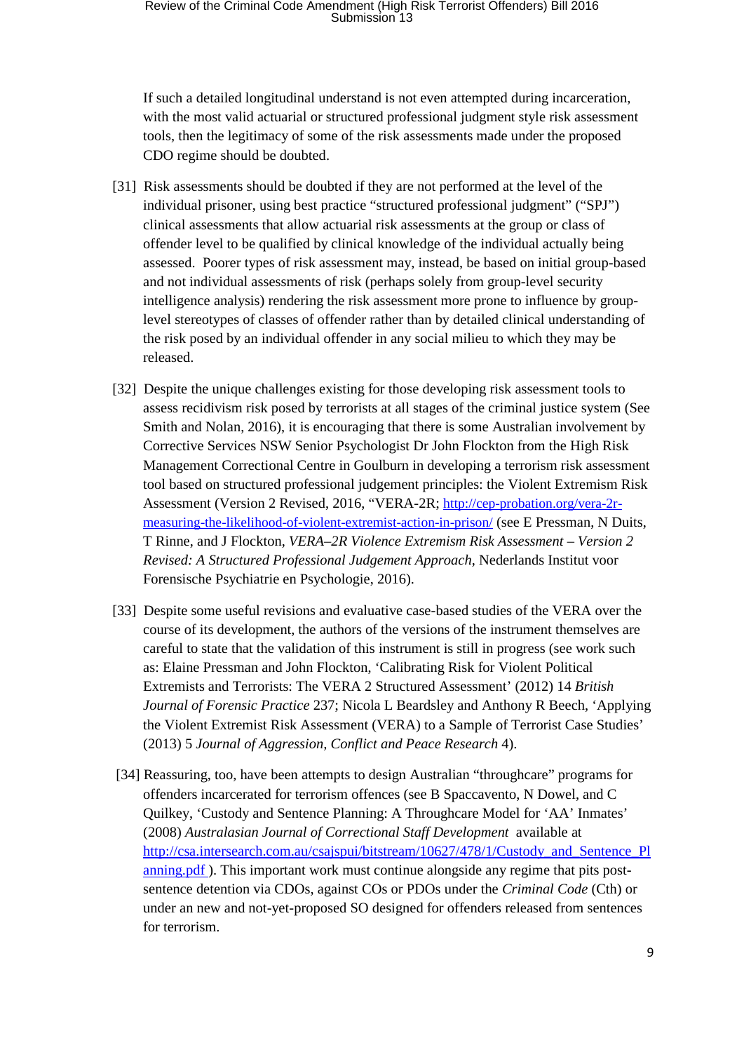If such a detailed longitudinal understand is not even attempted during incarceration, with the most valid actuarial or structured professional judgment style risk assessment tools, then the legitimacy of some of the risk assessments made under the proposed CDO regime should be doubted.

[31] Risk assessments should be doubted if they are not performed at the level of the individual prisoner, using best practice "structured professional judgment" ("SPJ") clinical assessments that allow actuarial risk assessments at the group or class of offender level to be qualified by clinical knowledge of the individual actually being assessed. Poorer types of risk assessment may, instead, be based on initial group-based and not individual assessments of risk (perhaps solely from group-level security intelligence analysis) rendering the risk assessment more prone to influence by group-level stereotypes of classes of offender rather than by detailed clinical understanding of the risk posed by an individual offender in any social milieu to which they may be released.

[32] Despite the unique challenges existing for those developing risk assessment tools to assess recidivism risk posed by terrorists at all stages of the criminal justice system (See Smith and Nolan, 2016), it is encouraging that there is some Australian involvement by Corrective Services NSW Senior Psychologist Dr John Flockton from the High Risk Management Correctional Centre in Goulburn in developing a terrorism risk assessment tool based on structured professional judgement principles: the Violent Extremism Risk Assessment (Version 2 Revised, 2016, "VERA-2R; http://cep-probation.org/vera-2r-measuring-the-likelihood-of-violent-extremist-action-in-prison/ (see E Pressman, N Duits, T Rinne, and J Flockton, *VERA–2R Violence Extremism Risk Assessment – Version 2 Revised: A Structured Professional Judgement Approach*, Nederlands Institut voor Forensische Psychiatrie en Psychologie, 2016).

[33] Despite some useful revisions and evaluative case-based studies of the VERA over the course of its development, the authors of the versions of the instrument themselves are careful to state that the validation of this instrument is still in progress (see work such as: Elaine Pressman and John Flockton, 'Calibrating Risk for Violent Political Extremists and Terrorists: The VERA 2 Structured Assessment' (2012) 14 *British Journal of Forensic Practice* 237; Nicola L Beardsley and Anthony R Beech, 'Applying the Violent Extremist Risk Assessment (VERA) to a Sample of Terrorist Case Studies' (2013) 5 *Journal of Aggression, Conflict and Peace Research* 4).

[34] Reassuring, too, have been attempts to design Australian "throughcare" programs for offenders incarcerated for terrorism offences (see B Spaccavento, N Dowel, and C Quilkey, 'Custody and Sentence Planning: A Throughcare Model for 'AA' Inmates' (2008) *Australasian Journal of Correctional Staff Development* available at http://csa.intersearch.com.au/csajspui/bitstream/10627/478/1/Custody_and_Sentence_Planning.pdf ). This important work must continue alongside any regime that pits post-sentence detention via CDOs, against COs or PDOs under the *Criminal Code* (Cth) or under an new and not-yet-proposed SO designed for offenders released from sentences for terrorism.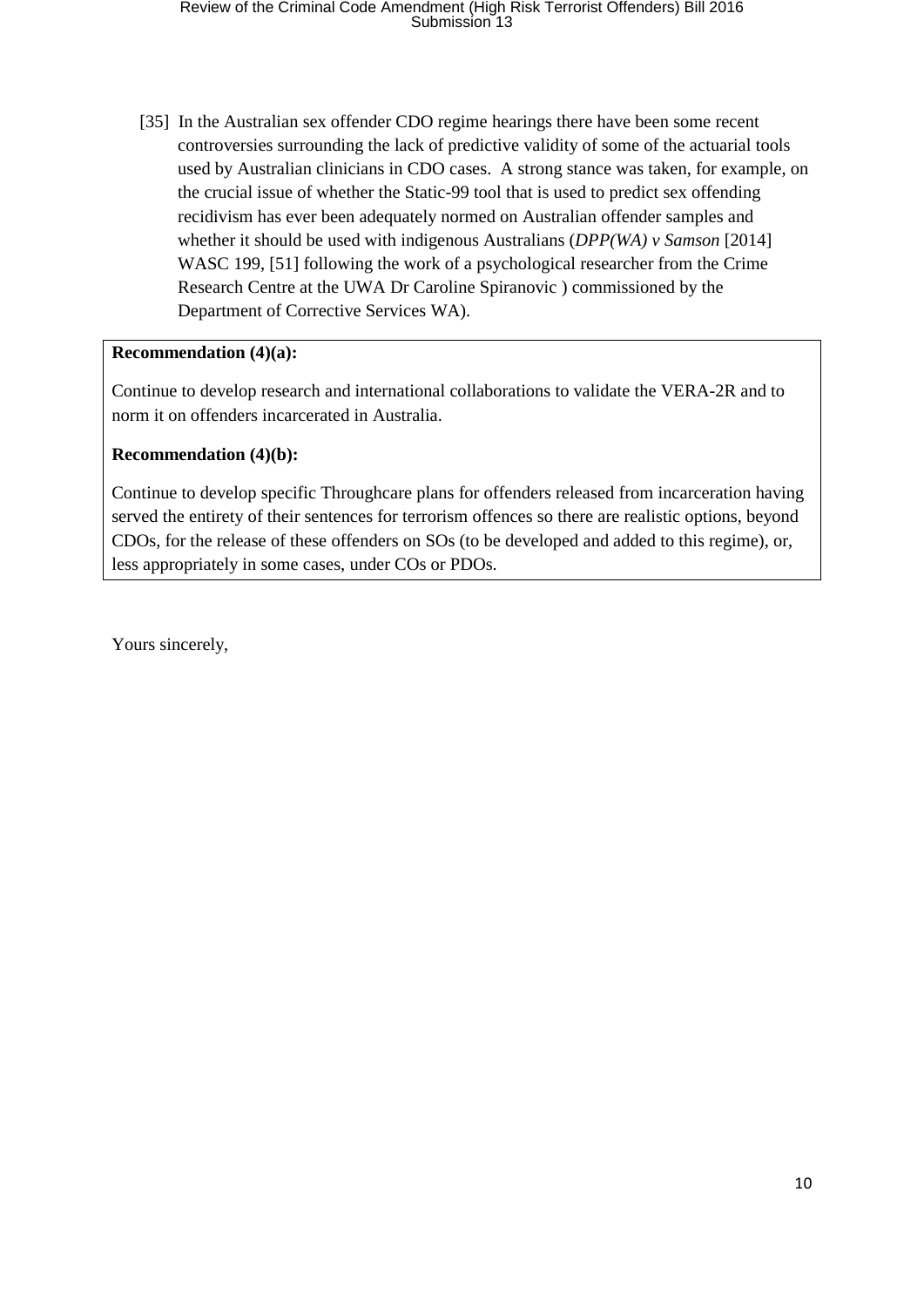[35] In the Australian sex offender CDO regime hearings there have been some recent controversies surrounding the lack of predictive validity of some of the actuarial tools used by Australian clinicians in CDO cases. A strong stance was taken, for example, on the crucial issue of whether the Static-99 tool that is used to predict sex offending recidivism has ever been adequately normed on Australian offender samples and whether it should be used with indigenous Australians (*DPP(WA) v Samson* [2014] WASC 199, [51] following the work of a psychological researcher from the Crime Research Centre at the UWA Dr Caroline Spiranovic ) commissioned by the Department of Corrective Services WA).

**Recommendation (4)(a):**

Continue to develop research and international collaborations to validate the VERA-2R and to norm it on offenders incarcerated in Australia.

**Recommendation (4)(b):**

Continue to develop specific Throughcare plans for offenders released from incarceration having served the entirety of their sentences for terrorism offences so there are realistic options, beyond CDOs, for the release of these offenders on SOs (to be developed and added to this regime), or, less appropriately in some cases, under COs or PDOs.

Yours sincerely,